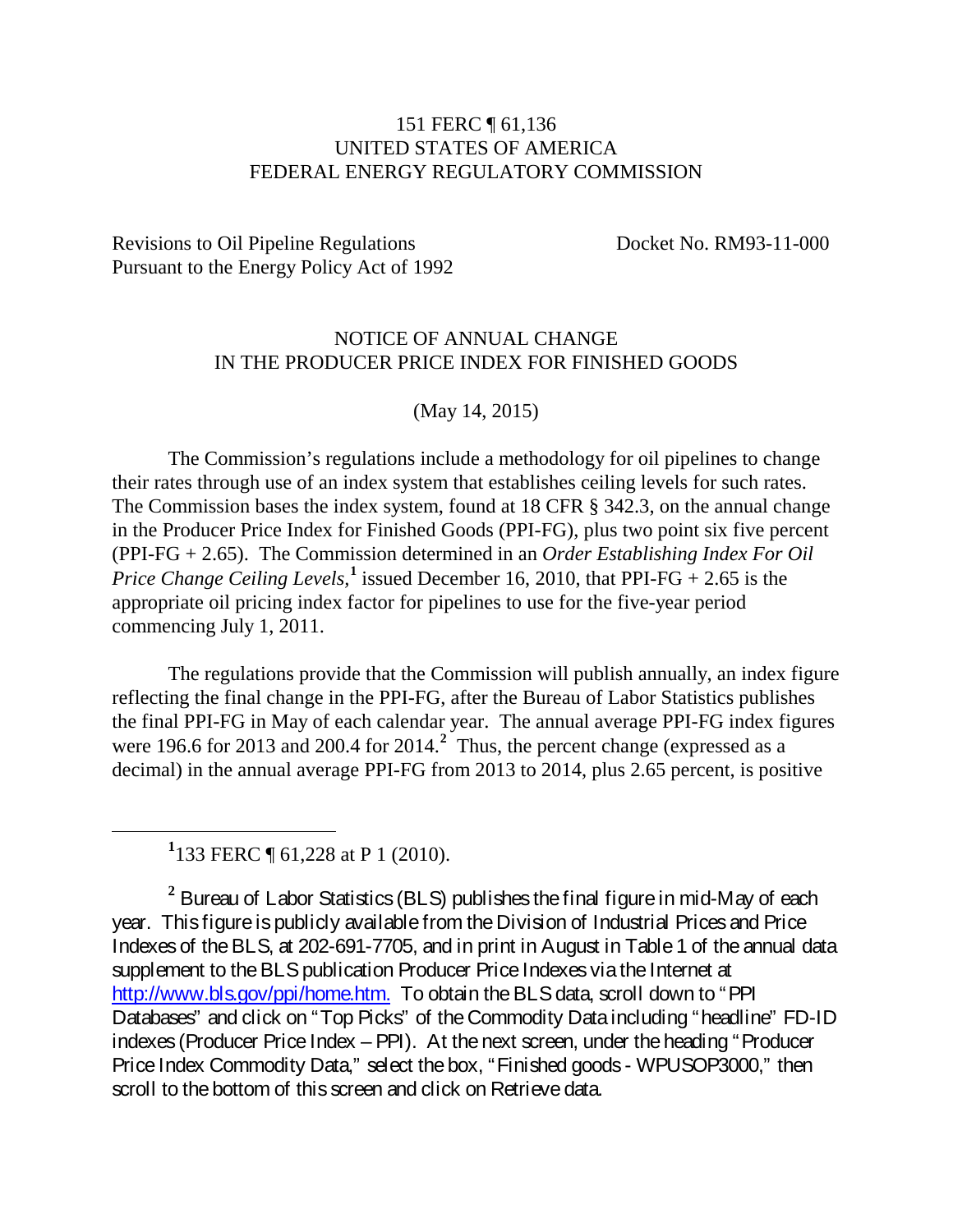151 FERC ¶ 61,136
UNITED STATES OF AMERICA
FEDERAL ENERGY REGULATORY COMMISSION

Revisions to Oil Pipeline Regulations Pursuant to the Energy Policy Act of 1992 — Docket No. RM93-11-000

NOTICE OF ANNUAL CHANGE
IN THE PRODUCER PRICE INDEX FOR FINISHED GOODS

(May 14, 2015)

The Commission's regulations include a methodology for oil pipelines to change their rates through use of an index system that establishes ceiling levels for such rates. The Commission bases the index system, found at 18 CFR § 342.3, on the annual change in the Producer Price Index for Finished Goods (PPI-FG), plus two point six five percent (PPI-FG + 2.65). The Commission determined in an *Order Establishing Index For Oil Price Change Ceiling Levels*,[1] issued December 16, 2010, that PPI-FG + 2.65 is the appropriate oil pricing index factor for pipelines to use for the five-year period commencing July 1, 2011.

The regulations provide that the Commission will publish annually, an index figure reflecting the final change in the PPI-FG, after the Bureau of Labor Statistics publishes the final PPI-FG in May of each calendar year. The annual average PPI-FG index figures were 196.6 for 2013 and 200.4 for 2014.[2] Thus, the percent change (expressed as a decimal) in the annual average PPI-FG from 2013 to 2014, plus 2.65 percent, is positive

---

[1] 133 FERC ¶ 61,228 at P 1 (2010).

[2] Bureau of Labor Statistics (BLS) publishes the final figure in mid-May of each year. This figure is publicly available from the Division of Industrial Prices and Price Indexes of the BLS, at 202-691-7705, and in print in August in Table 1 of the annual data supplement to the BLS publication Producer Price Indexes via the Internet at http://www.bls.gov/ppi/home.htm. To obtain the BLS data, scroll down to "PPI Databases" and click on "Top Picks" of the Commodity Data including "headline" FD-ID indexes (Producer Price Index – PPI). At the next screen, under the heading "Producer Price Index Commodity Data," select the box, "Finished goods - WPUSOP3000," then scroll to the bottom of this screen and click on Retrieve data.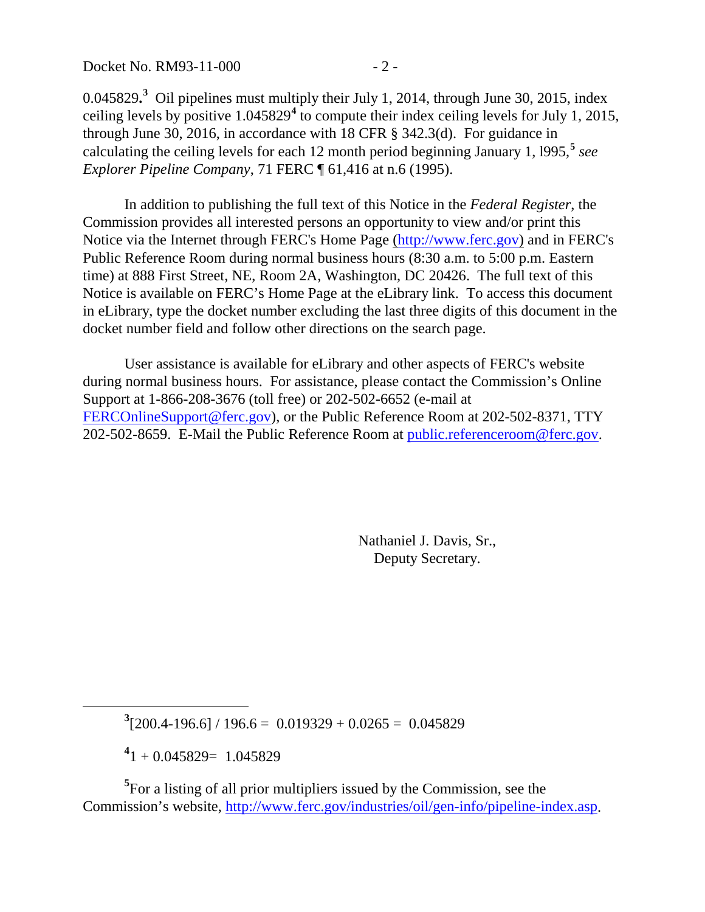0.045829.[3] Oil pipelines must multiply their July 1, 2014, through June 30, 2015, index ceiling levels by positive 1.045829[4] to compute their index ceiling levels for July 1, 2015, through June 30, 2016, in accordance with 18 CFR § 342.3(d). For guidance in calculating the ceiling levels for each 12 month period beginning January 1, l995,[5] *see Explorer Pipeline Company*, 71 FERC ¶ 61,416 at n.6 (1995).

In addition to publishing the full text of this Notice in the *Federal Register*, the Commission provides all interested persons an opportunity to view and/or print this Notice via the Internet through FERC's Home Page (http://www.ferc.gov) and in FERC's Public Reference Room during normal business hours (8:30 a.m. to 5:00 p.m. Eastern time) at 888 First Street, NE, Room 2A, Washington, DC 20426. The full text of this Notice is available on FERC's Home Page at the eLibrary link. To access this document in eLibrary, type the docket number excluding the last three digits of this document in the docket number field and follow other directions on the search page.

User assistance is available for eLibrary and other aspects of FERC's website during normal business hours. For assistance, please contact the Commission's Online Support at 1-866-208-3676 (toll free) or 202-502-6652 (e-mail at FERCOnlineSupport@ferc.gov), or the Public Reference Room at 202-502-8371, TTY 202-502-8659. E-Mail the Public Reference Room at public.referenceroom@ferc.gov.

Nathaniel J. Davis, Sr.,
Deputy Secretary.

---

[3] $[200.4-196.6] / 196.6 = 0.019329 + 0.0265 = 0.045829$

[4] $1 + 0.045829 = 1.045829$

[5] For a listing of all prior multipliers issued by the Commission, see the Commission's website, http://www.ferc.gov/industries/oil/gen-info/pipeline-index.asp.